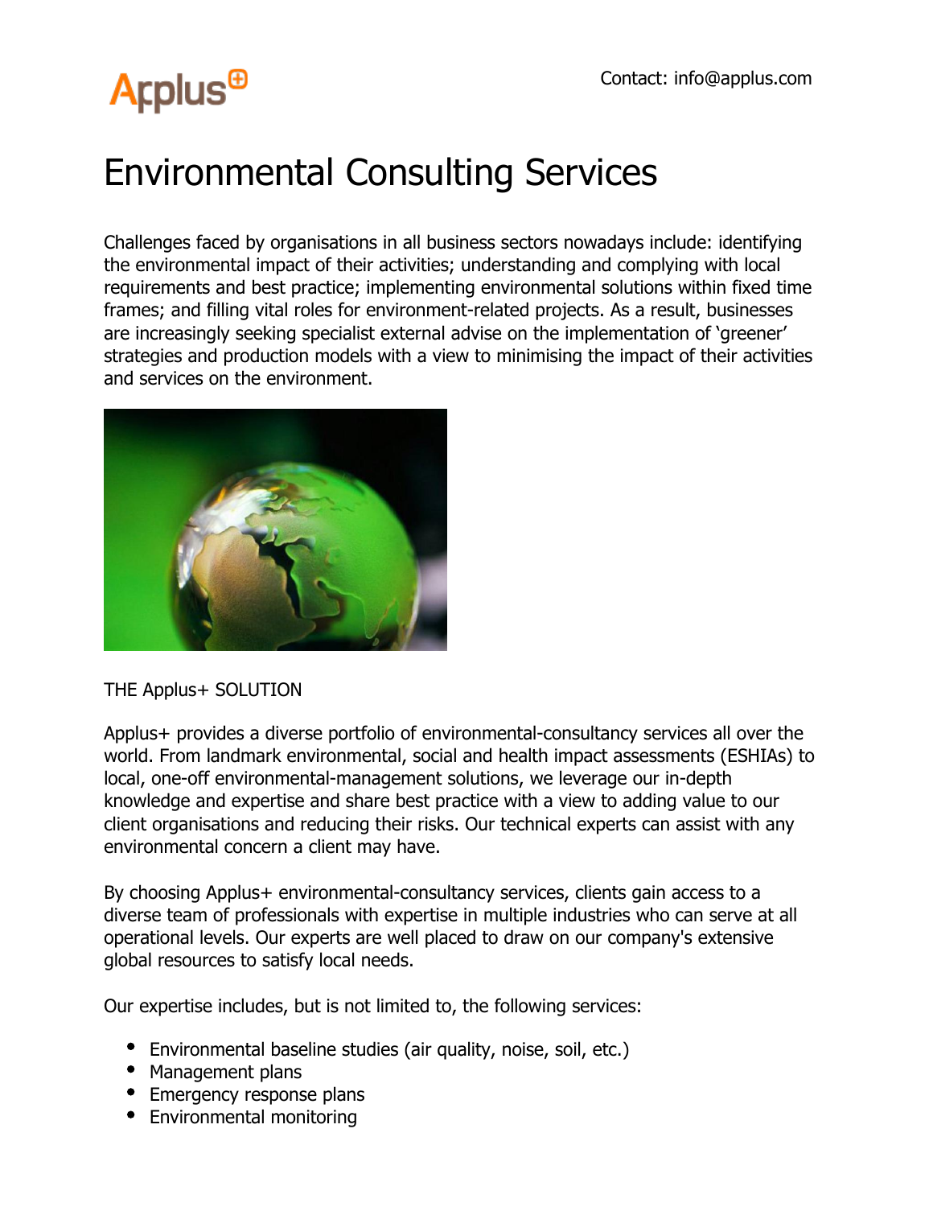Applus⊕

Contact: info@applus.com

# Environmental Consulting Services

Challenges faced by organisations in all business sectors nowadays include: identifying the environmental impact of their activities; understanding and complying with local requirements and best practice; implementing environmental solutions within fixed time frames; and filling vital roles for environment-related projects. As a result, businesses are increasingly seeking specialist external advise on the implementation of 'greener' strategies and production models with a view to minimising the impact of their activities and services on the environment.

THE Applus+ SOLUTION

Applus+ provides a diverse portfolio of environmental-consultancy services all over the world. From landmark environmental, social and health impact assessments (ESHIAs) to local, one-off environmental-management solutions, we leverage our in-depth knowledge and expertise and share best practice with a view to adding value to our client organisations and reducing their risks. Our technical experts can assist with any environmental concern a client may have.

By choosing Applus+ environmental-consultancy services, clients gain access to a diverse team of professionals with expertise in multiple industries who can serve at all operational levels. Our experts are well placed to draw on our company's extensive global resources to satisfy local needs.

Our expertise includes, but is not limited to, the following services:

- Environmental baseline studies (air quality, noise, soil, etc.)
- Management plans
- Emergency response plans
- Environmental monitoring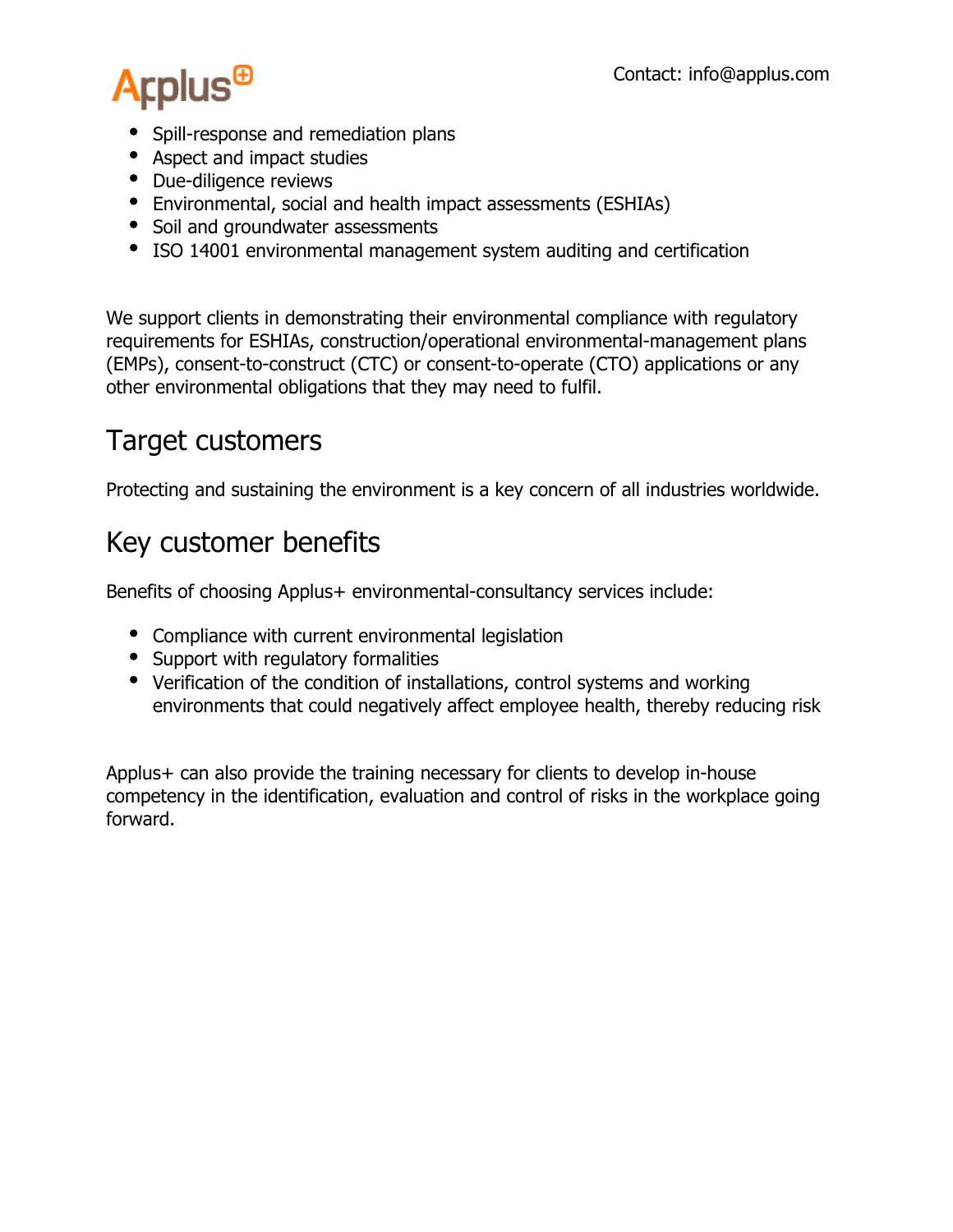- Spill-response and remediation plans
- Aspect and impact studies
- Due-diligence reviews
- Environmental, social and health impact assessments (ESHIAs)
- Soil and groundwater assessments
- ISO 14001 environmental management system auditing and certification

We support clients in demonstrating their environmental compliance with regulatory requirements for ESHIAs, construction/operational environmental-management plans (EMPs), consent-to-construct (CTC) or consent-to-operate (CTO) applications or any other environmental obligations that they may need to fulfil.

## Target customers

Protecting and sustaining the environment is a key concern of all industries worldwide.

## Key customer benefits

Benefits of choosing Applus+ environmental-consultancy services include:

- Compliance with current environmental legislation
- Support with regulatory formalities
- Verification of the condition of installations, control systems and working environments that could negatively affect employee health, thereby reducing risk

Applus+ can also provide the training necessary for clients to develop in-house competency in the identification, evaluation and control of risks in the workplace going forward.